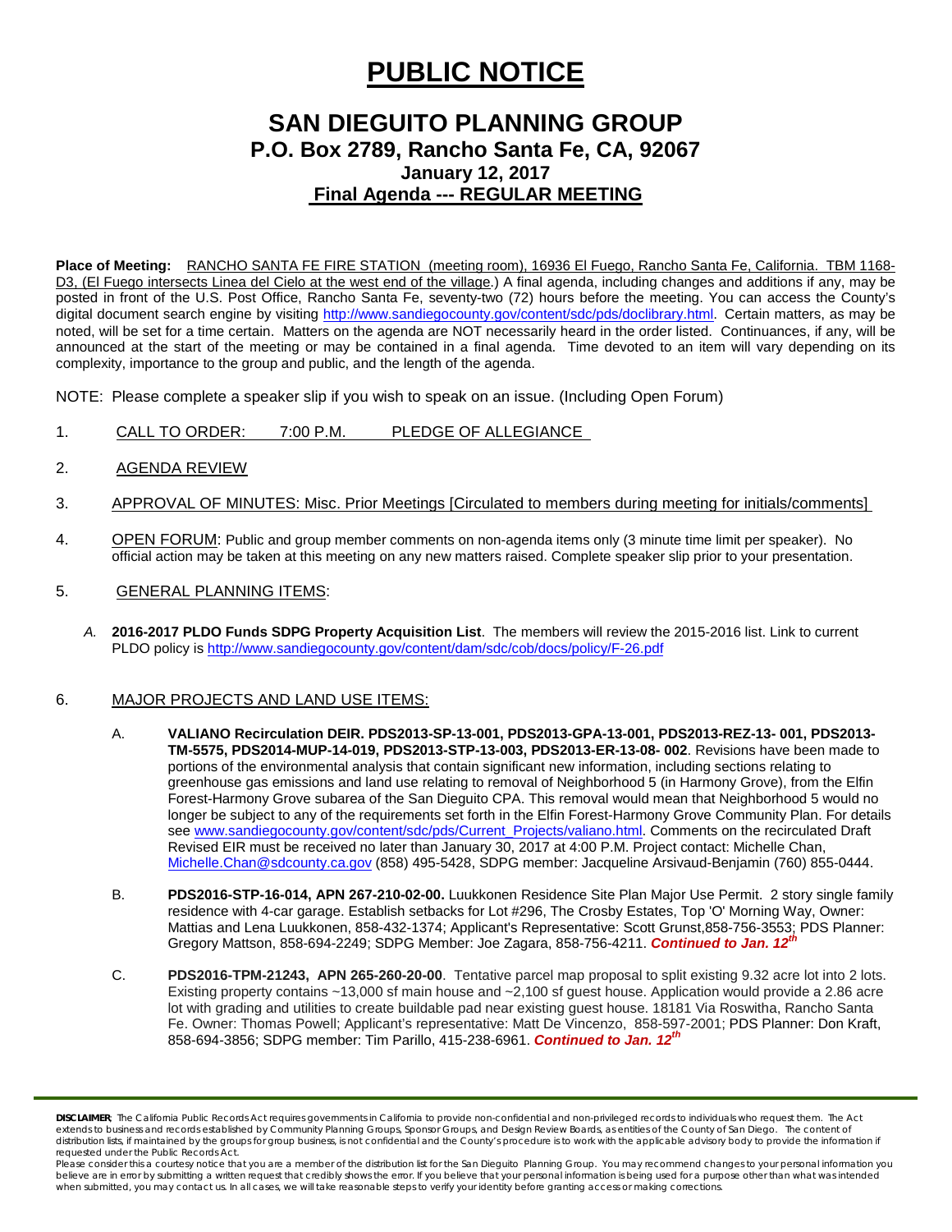# PUBLIC NOTICE

## SAN DIEGUITO PLANNING GROUP

### P.O. Box 2789, Rancho Santa Fe, CA, 92067

**January 12, 2017**

**Final Agenda --- REGULAR MEETING**

**Place of Meeting:** RANCHO SANTA FE FIRE STATION (meeting room), 16936 El Fuego, Rancho Santa Fe, California. TBM 1168-D3, (El Fuego intersects Linea del Cielo at the west end of the village.) A final agenda, including changes and additions if any, may be posted in front of the U.S. Post Office, Rancho Santa Fe, seventy-two (72) hours before the meeting. You can access the County's digital document search engine by visiting http://www.sandiegocounty.gov/content/sdc/pds/doclibrary.html. Certain matters, as may be noted, will be set for a time certain. Matters on the agenda are NOT necessarily heard in the order listed. Continuances, if any, will be announced at the start of the meeting or may be contained in a final agenda. Time devoted to an item will vary depending on its complexity, importance to the group and public, and the length of the agenda.

NOTE: Please complete a speaker slip if you wish to speak on an issue. (Including Open Forum)

1. CALL TO ORDER: 7:00 P.M. PLEDGE OF ALLEGIANCE

2. AGENDA REVIEW

3. APPROVAL OF MINUTES: Misc. Prior Meetings [Circulated to members during meeting for initials/comments]

4. OPEN FORUM: Public and group member comments on non-agenda items only (3 minute time limit per speaker). No official action may be taken at this meeting on any new matters raised. Complete speaker slip prior to your presentation.

5. GENERAL PLANNING ITEMS:

   *A.* **2016-2017 PLDO Funds SDPG Property Acquisition List**. The members will review the 2015-2016 list. Link to current PLDO policy is http://www.sandiegocounty.gov/content/dam/sdc/cob/docs/policy/F-26.pdf

6. MAJOR PROJECTS AND LAND USE ITEMS:

   A. **VALIANO Recirculation DEIR. PDS2013-SP-13-001, PDS2013-GPA-13-001, PDS2013-REZ-13- 001, PDS2013-TM-5575, PDS2014-MUP-14-019, PDS2013-STP-13-003, PDS2013-ER-13-08- 002**. Revisions have been made to portions of the environmental analysis that contain significant new information, including sections relating to greenhouse gas emissions and land use relating to removal of Neighborhood 5 (in Harmony Grove), from the Elfin Forest-Harmony Grove subarea of the San Dieguito CPA. This removal would mean that Neighborhood 5 would no longer be subject to any of the requirements set forth in the Elfin Forest-Harmony Grove Community Plan. For details see www.sandiegocounty.gov/content/sdc/pds/Current_Projects/valiano.html. Comments on the recirculated Draft Revised EIR must be received no later than January 30, 2017 at 4:00 P.M. Project contact: Michelle Chan, Michelle.Chan@sdcounty.ca.gov (858) 495-5428, SDPG member: Jacqueline Arsivaud-Benjamin (760) 855-0444.

   B. **PDS2016-STP-16-014, APN 267-210-02-00.** Luukkonen Residence Site Plan Major Use Permit. 2 story single family residence with 4-car garage. Establish setbacks for Lot #296, The Crosby Estates, Top 'O' Morning Way, Owner: Mattias and Lena Luukkonen, 858-432-1374; Applicant's Representative: Scott Grunst,858-756-3553; PDS Planner: Gregory Mattson, 858-694-2249; SDPG Member: Joe Zagara, 858-756-4211. ***Continued to Jan. 12th***

   C. **PDS2016-TPM-21243, APN 265-260-20-00**. Tentative parcel map proposal to split existing 9.32 acre lot into 2 lots. Existing property contains ~13,000 sf main house and ~2,100 sf guest house. Application would provide a 2.86 acre lot with grading and utilities to create buildable pad near existing guest house. 18181 Via Roswitha, Rancho Santa Fe. Owner: Thomas Powell; Applicant's representative: Matt De Vincenzo, 858-597-2001; PDS Planner: Don Kraft, 858-694-3856; SDPG member: Tim Parillo, 415-238-6961. ***Continued to Jan. 12th***

**DISCLAIMER**; The California Public Records Act requires governments in California to provide non-confidential and non-privileged records to individuals who request them. The Act extends to business and records established by Community Planning Groups, Sponsor Groups, and Design Review Boards, as entities of the County of San Diego. The content of distribution lists, if maintained by the groups for group business, is not confidential and the County's procedure is to work with the applicable advisory body to provide the information if requested under the Public Records Act.

Please consider this a courtesy notice that you are a member of the distribution list for the San Dieguito Planning Group. You may recommend changes to your personal information you believe are in error by submitting a written request that credibly shows the error. If you believe that your personal information is being used for a purpose other than what was intended when submitted, you may contact us. In all cases, we will take reasonable steps to verify your identity before granting access or making corrections.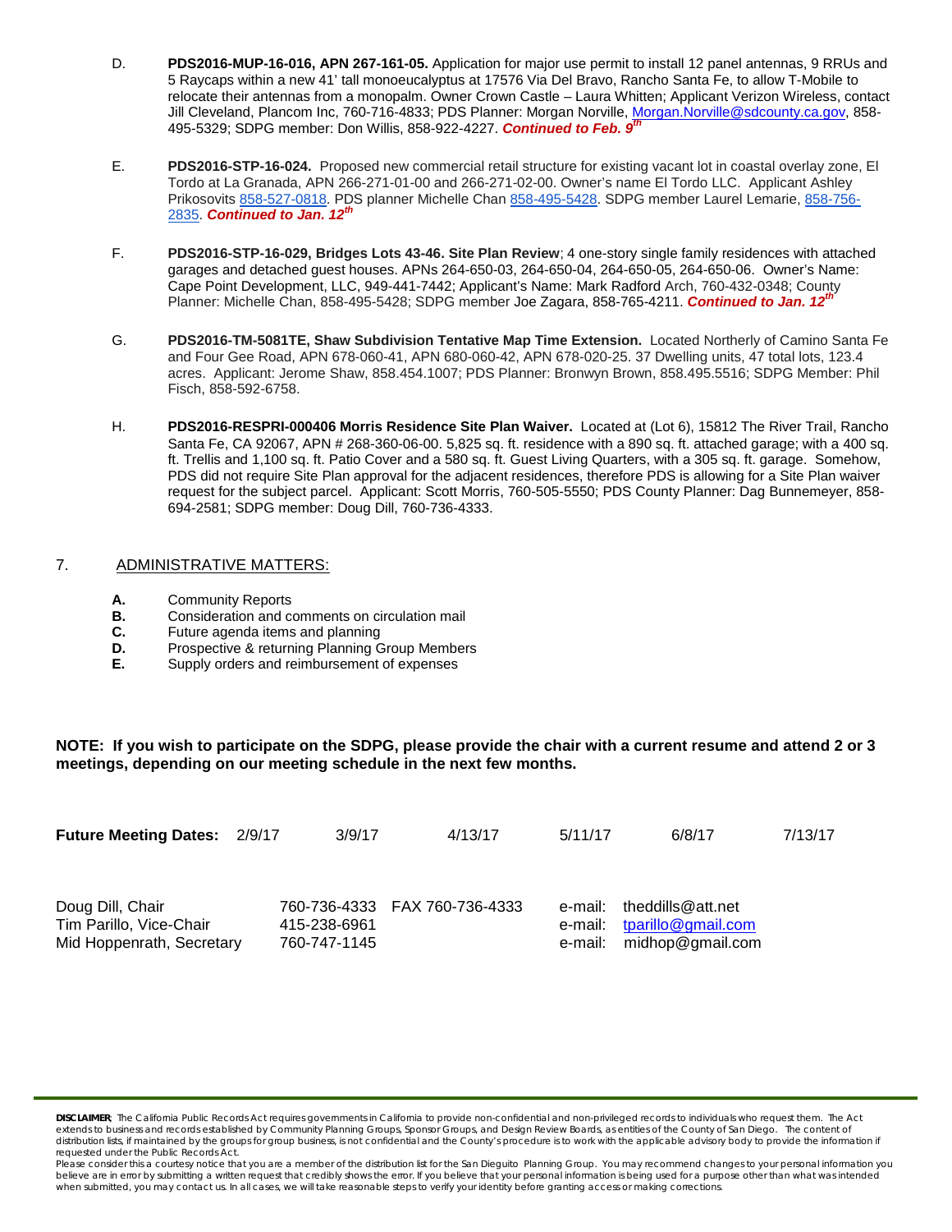D. **PDS2016-MUP-16-016, APN 267-161-05.** Application for major use permit to install 12 panel antennas, 9 RRUs and 5 Raycaps within a new 41' tall monoeucalyptus at 17576 Via Del Bravo, Rancho Santa Fe, to allow T-Mobile to relocate their antennas from a monopalm. Owner Crown Castle – Laura Whitten; Applicant Verizon Wireless, contact Jill Cleveland, Plancom Inc, 760-716-4833; PDS Planner: Morgan Norville, Morgan.Norville@sdcounty.ca.gov, 858-495-5329; SDPG member: Don Willis, 858-922-4227. ***Continued to Feb. 9th***

E. **PDS2016-STP-16-024.** Proposed new commercial retail structure for existing vacant lot in coastal overlay zone, El Tordo at La Granada, APN 266-271-01-00 and 266-271-02-00. Owner's name El Tordo LLC. Applicant Ashley Prikosovits 858-527-0818. PDS planner Michelle Chan 858-495-5428. SDPG member Laurel Lemarie, 858-756-2835. ***Continued to Jan. 12th***

F. **PDS2016-STP-16-029, Bridges Lots 43-46. Site Plan Review**; 4 one-story single family residences with attached garages and detached guest houses. APNs 264-650-03, 264-650-04, 264-650-05, 264-650-06. Owner's Name: Cape Point Development, LLC, 949-441-7442; Applicant's Name: Mark Radford Arch, 760-432-0348; County Planner: Michelle Chan, 858-495-5428; SDPG member Joe Zagara, 858-765-4211. ***Continued to Jan. 12th***

G. **PDS2016-TM-5081TE, Shaw Subdivision Tentative Map Time Extension.** Located Northerly of Camino Santa Fe and Four Gee Road, APN 678-060-41, APN 680-060-42, APN 678-020-25. 37 Dwelling units, 47 total lots, 123.4 acres. Applicant: Jerome Shaw, 858.454.1007; PDS Planner: Bronwyn Brown, 858.495.5516; SDPG Member: Phil Fisch, 858-592-6758.

H. **PDS2016-RESPRI-000406 Morris Residence Site Plan Waiver.** Located at (Lot 6), 15812 The River Trail, Rancho Santa Fe, CA 92067, APN # 268-360-06-00. 5,825 sq. ft. residence with a 890 sq. ft. attached garage; with a 400 sq. ft. Trellis and 1,100 sq. ft. Patio Cover and a 580 sq. ft. Guest Living Quarters, with a 305 sq. ft. garage. Somehow, PDS did not require Site Plan approval for the adjacent residences, therefore PDS is allowing for a Site Plan waiver request for the subject parcel. Applicant: Scott Morris, 760-505-5550; PDS County Planner: Dag Bunnemeyer, 858-694-2581; SDPG member: Doug Dill, 760-736-4333.

7. ADMINISTRATIVE MATTERS:

**A.** Community Reports
**B.** Consideration and comments on circulation mail
**C.** Future agenda items and planning
**D.** Prospective & returning Planning Group Members
**E.** Supply orders and reimbursement of expenses

**NOTE: If you wish to participate on the SDPG, please provide the chair with a current resume and attend 2 or 3 meetings, depending on our meeting schedule in the next few months.**

**Future Meeting Dates:** 2/9/17 3/9/17 4/13/17 5/11/17 6/8/17 7/13/17

| | | | | |
|---|---|---|---|---|
| Doug Dill, Chair | 760-736-4333 | FAX 760-736-4333 | e-mail: | theddills@att.net |
| Tim Parillo, Vice-Chair | 415-238-6961 | | e-mail: | tparillo@gmail.com |
| Mid Hoppenrath, Secretary | 760-747-1145 | | e-mail: | midhop@gmail.com |

**DISCLAIMER**; The California Public Records Act requires governments in California to provide non-confidential and non-privileged records to individuals who request them. The Act extends to business and records established by Community Planning Groups, Sponsor Groups, and Design Review Boards, as entities of the County of San Diego. The content of distribution lists, if maintained by the groups for group business, is not confidential and the County's procedure is to work with the applicable advisory body to provide the information if requested under the Public Records Act.
Please consider this a courtesy notice that you are a member of the distribution list for the San Dieguito Planning Group. You may recommend changes to your personal information you believe are in error by submitting a written request that credibly shows the error. If you believe that your personal information is being used for a purpose other than what was intended when submitted, you may contact us. In all cases, we will take reasonable steps to verify your identity before granting access or making corrections.